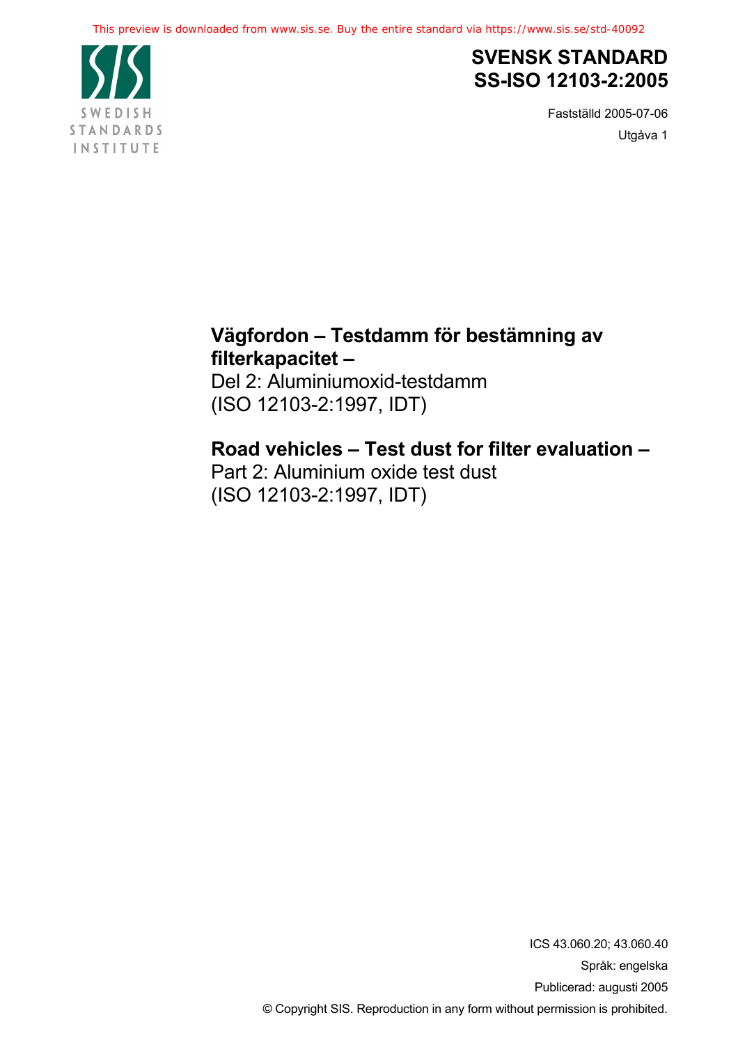# SVENSK STANDARD
# SS-ISO 12103-2:2005

Fastställd 2005-07-06

Utgåva 1

## Vägfordon – Testdamm för bestämning av filterkapacitet –

Del 2: Aluminiumoxid-testdamm
(ISO 12103-2:1997, IDT)

## Road vehicles – Test dust for filter evaluation –

Part 2: Aluminium oxide test dust
(ISO 12103-2:1997, IDT)

ICS 43.060.20; 43.060.40

Språk: engelska

Publicerad: augusti 2005

© Copyright SIS. Reproduction in any form without permission is prohibited.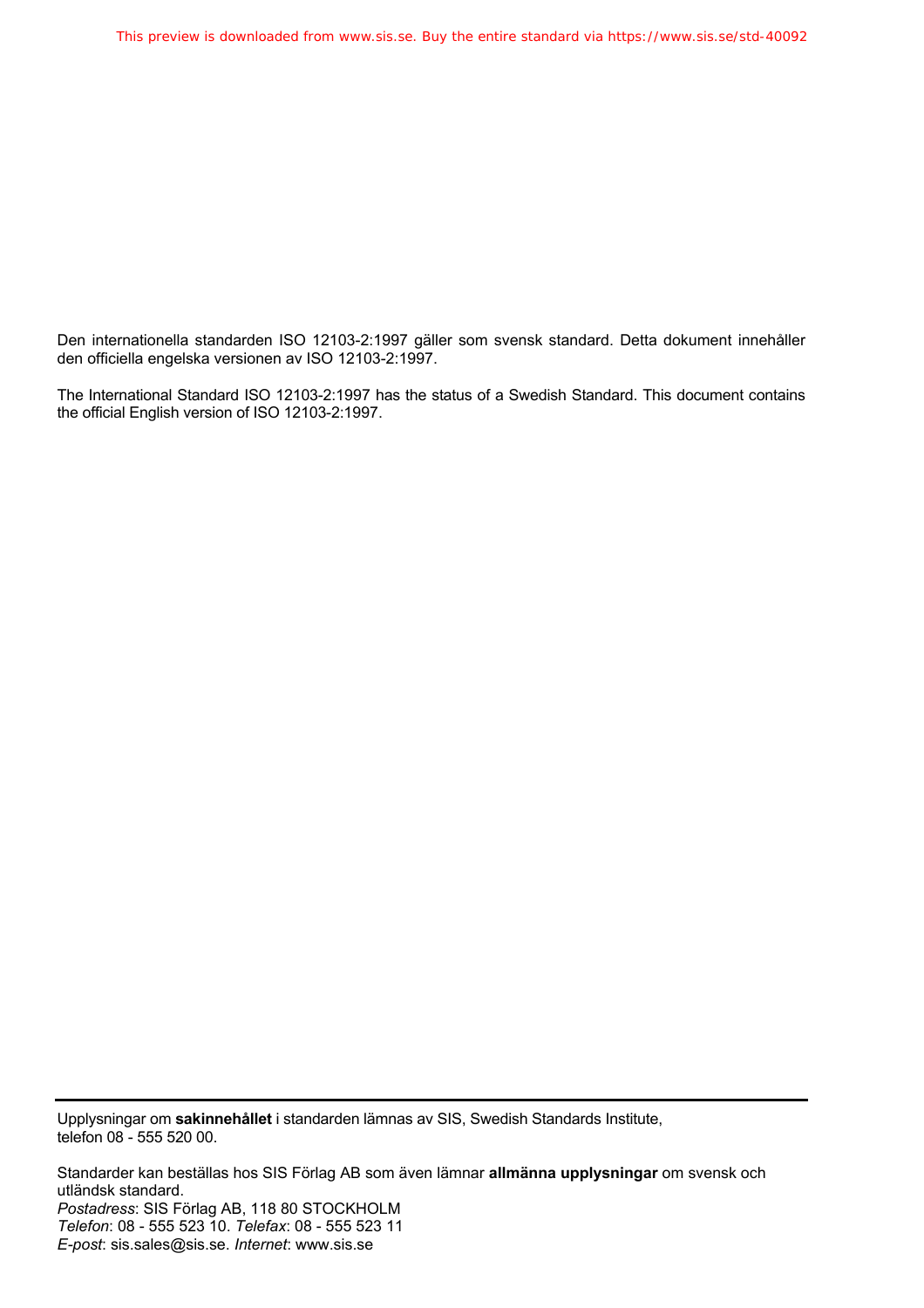Den internationella standarden ISO 12103-2:1997 gäller som svensk standard. Detta dokument innehåller den officiella engelska versionen av ISO 12103-2:1997.

The International Standard ISO 12103-2:1997 has the status of a Swedish Standard. This document contains the official English version of ISO 12103-2:1997.

---

Upplysningar om **sakinnehållet** i standarden lämnas av SIS, Swedish Standards Institute, telefon 08 - 555 520 00.

Standarder kan beställas hos SIS Förlag AB som även lämnar **allmänna upplysningar** om svensk och utländsk standard.
*Postadress*: SIS Förlag AB, 118 80 STOCKHOLM
*Telefon*: 08 - 555 523 10. *Telefax*: 08 - 555 523 11
*E-post*: sis.sales@sis.se. *Internet*: www.sis.se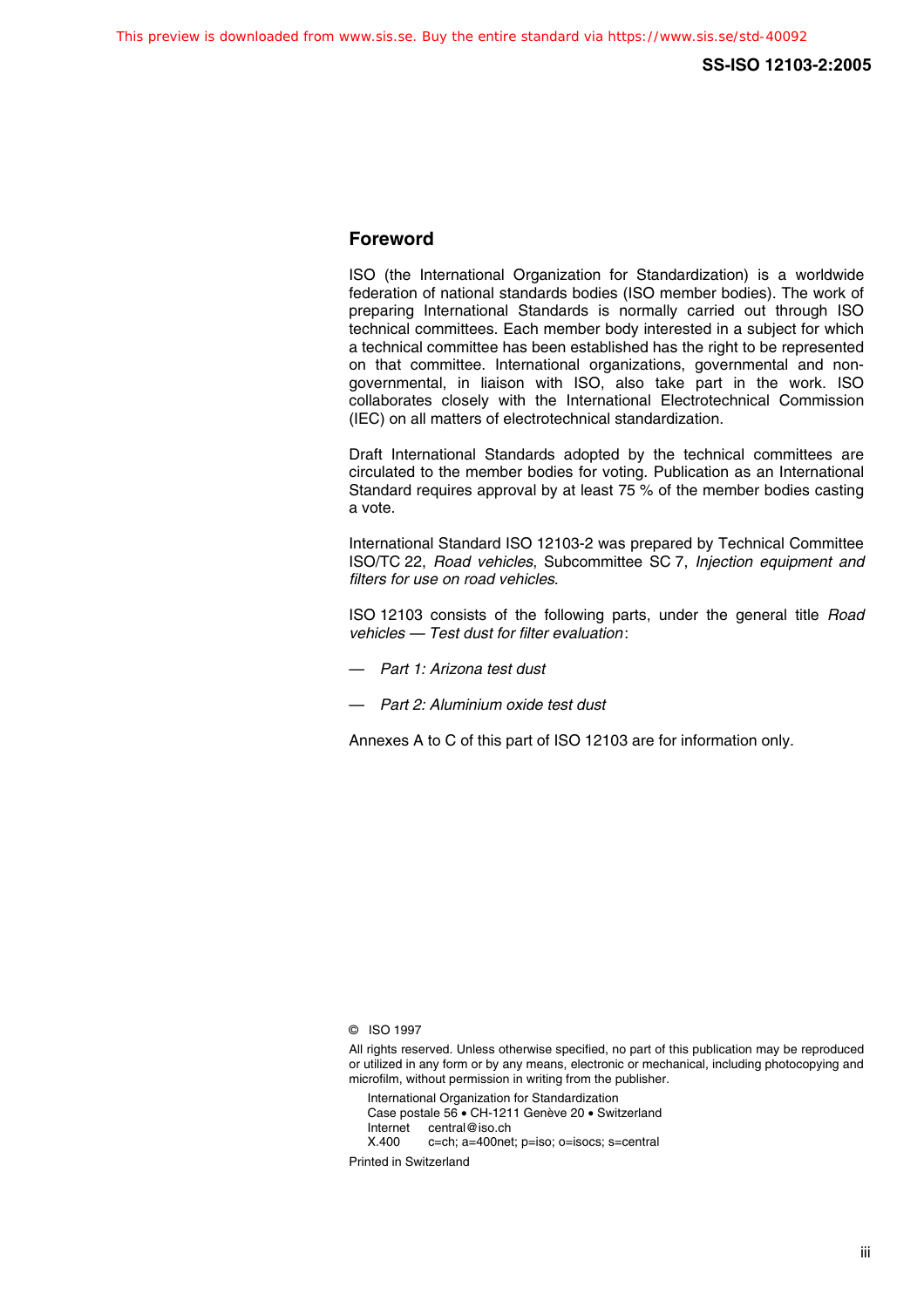## Foreword

ISO (the International Organization for Standardization) is a worldwide federation of national standards bodies (ISO member bodies). The work of preparing International Standards is normally carried out through ISO technical committees. Each member body interested in a subject for which a technical committee has been established has the right to be represented on that committee. International organizations, governmental and non-governmental, in liaison with ISO, also take part in the work. ISO collaborates closely with the International Electrotechnical Commission (IEC) on all matters of electrotechnical standardization.

Draft International Standards adopted by the technical committees are circulated to the member bodies for voting. Publication as an International Standard requires approval by at least 75 % of the member bodies casting a vote.

International Standard ISO 12103-2 was prepared by Technical Committee ISO/TC 22, *Road vehicles*, Subcommittee SC 7, *Injection equipment and filters for use on road vehicles*.

ISO 12103 consists of the following parts, under the general title *Road vehicles — Test dust for filter evaluation*:

— *Part 1: Arizona test dust*

— *Part 2: Aluminium oxide test dust*

Annexes A to C of this part of ISO 12103 are for information only.

© ISO 1997

All rights reserved. Unless otherwise specified, no part of this publication may be reproduced or utilized in any form or by any means, electronic or mechanical, including photocopying and microfilm, without permission in writing from the publisher.

International Organization for Standardization
Case postale 56 • CH-1211 Genève 20 • Switzerland
Internet central@iso.ch
X.400 c=ch; a=400net; p=iso; o=isocs; s=central

Printed in Switzerland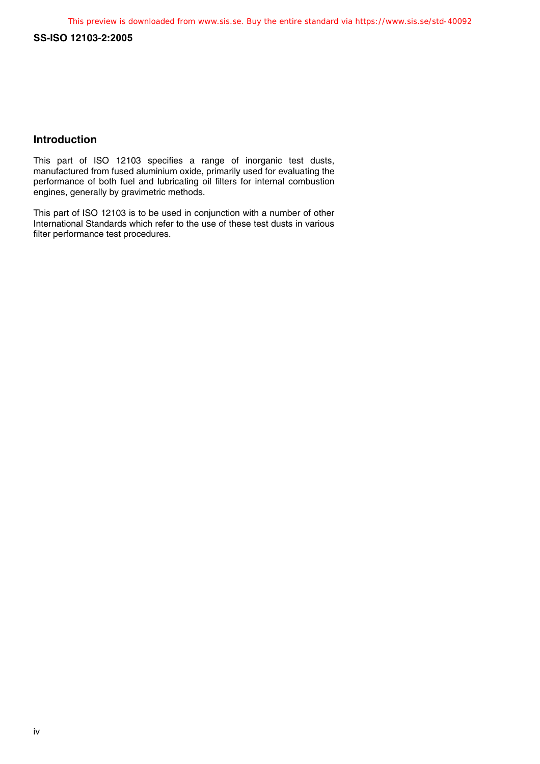## Introduction

This part of ISO 12103 specifies a range of inorganic test dusts, manufactured from fused aluminium oxide, primarily used for evaluating the performance of both fuel and lubricating oil filters for internal combustion engines, generally by gravimetric methods.

This part of ISO 12103 is to be used in conjunction with a number of other International Standards which refer to the use of these test dusts in various filter performance test procedures.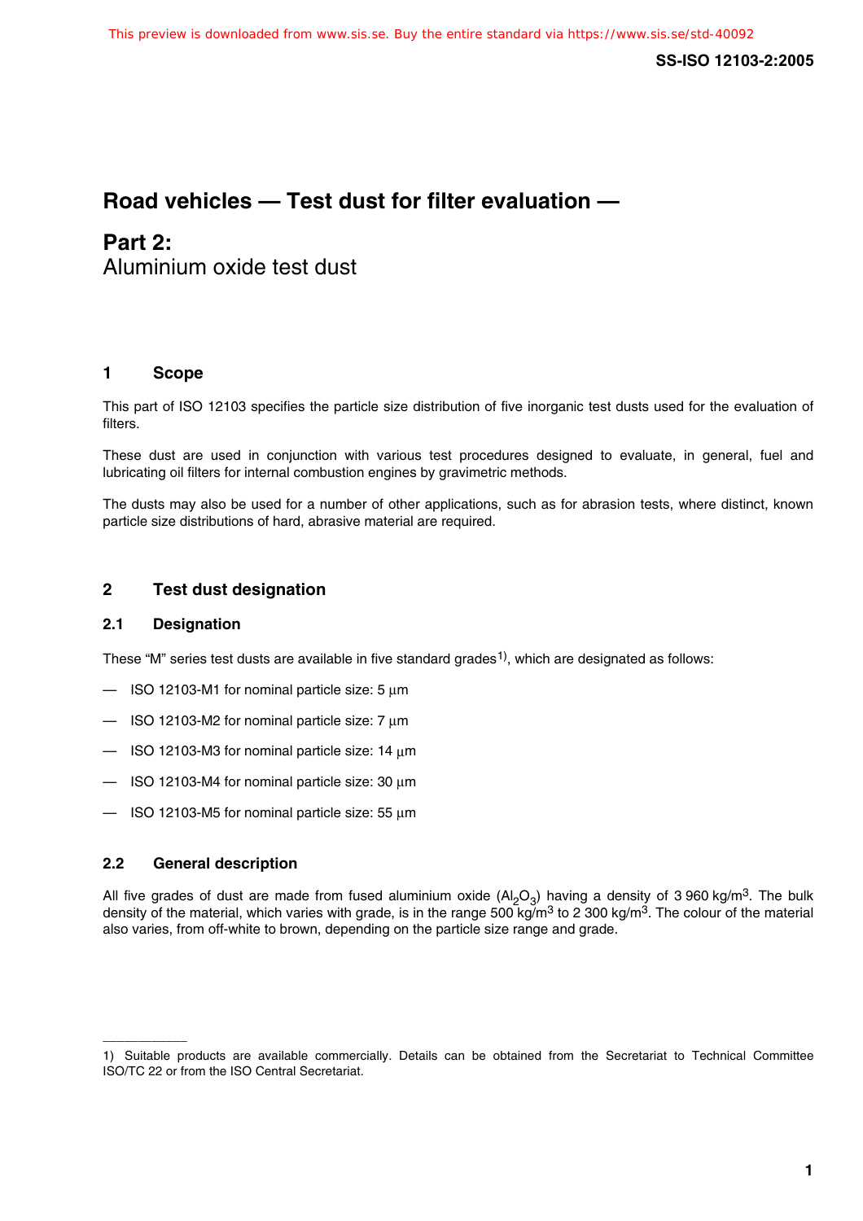# Road vehicles — Test dust for filter evaluation —

## Part 2:
Aluminium oxide test dust

## 1 Scope

This part of ISO 12103 specifies the particle size distribution of five inorganic test dusts used for the evaluation of filters.

These dust are used in conjunction with various test procedures designed to evaluate, in general, fuel and lubricating oil filters for internal combustion engines by gravimetric methods.

The dusts may also be used for a number of other applications, such as for abrasion tests, where distinct, known particle size distributions of hard, abrasive material are required.

## 2 Test dust designation

### 2.1 Designation

These "M" series test dusts are available in five standard grades[1)], which are designated as follows:

— ISO 12103-M1 for nominal particle size: 5 µm

— ISO 12103-M2 for nominal particle size: 7 µm

— ISO 12103-M3 for nominal particle size: 14 µm

— ISO 12103-M4 for nominal particle size: 30 µm

— ISO 12103-M5 for nominal particle size: 55 µm

### 2.2 General description

All five grades of dust are made from fused aluminium oxide ($Al_2O_3$) having a density of 3 960 kg/m$^3$. The bulk density of the material, which varies with grade, is in the range 500 kg/m$^3$ to 2 300 kg/m$^3$. The colour of the material also varies, from off-white to brown, depending on the particle size range and grade.

---

1) Suitable products are available commercially. Details can be obtained from the Secretariat to Technical Committee ISO/TC 22 or from the ISO Central Secretariat.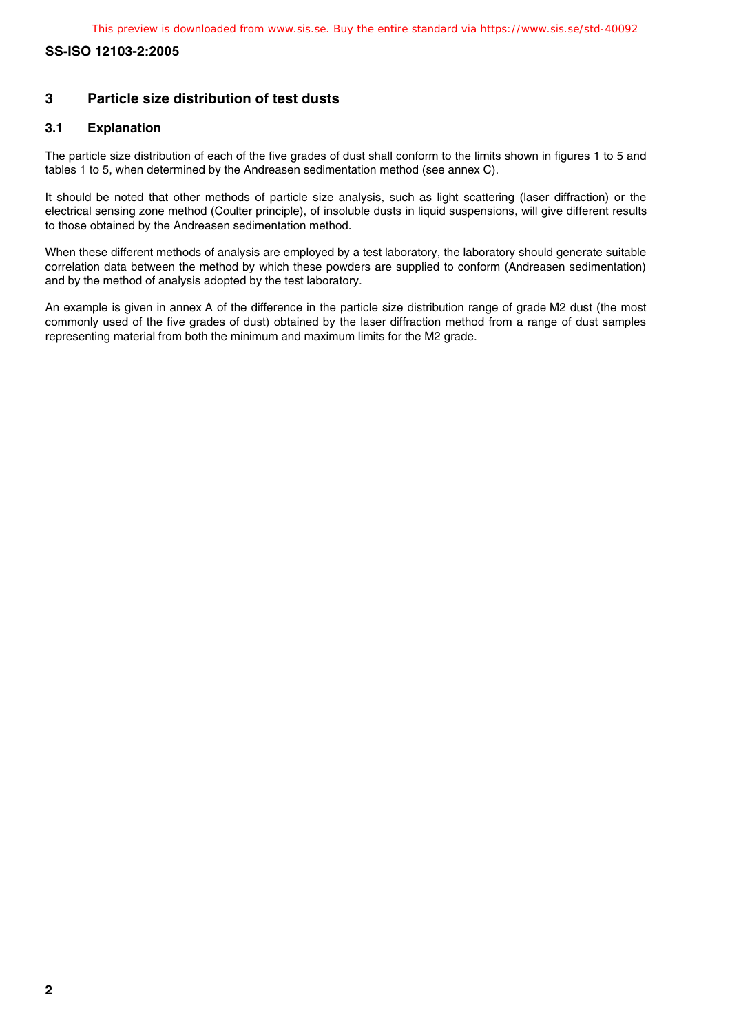## 3 Particle size distribution of test dusts

### 3.1 Explanation

The particle size distribution of each of the five grades of dust shall conform to the limits shown in figures 1 to 5 and tables 1 to 5, when determined by the Andreasen sedimentation method (see annex C).

It should be noted that other methods of particle size analysis, such as light scattering (laser diffraction) or the electrical sensing zone method (Coulter principle), of insoluble dusts in liquid suspensions, will give different results to those obtained by the Andreasen sedimentation method.

When these different methods of analysis are employed by a test laboratory, the laboratory should generate suitable correlation data between the method by which these powders are supplied to conform (Andreasen sedimentation) and by the method of analysis adopted by the test laboratory.

An example is given in annex A of the difference in the particle size distribution range of grade M2 dust (the most commonly used of the five grades of dust) obtained by the laser diffraction method from a range of dust samples representing material from both the minimum and maximum limits for the M2 grade.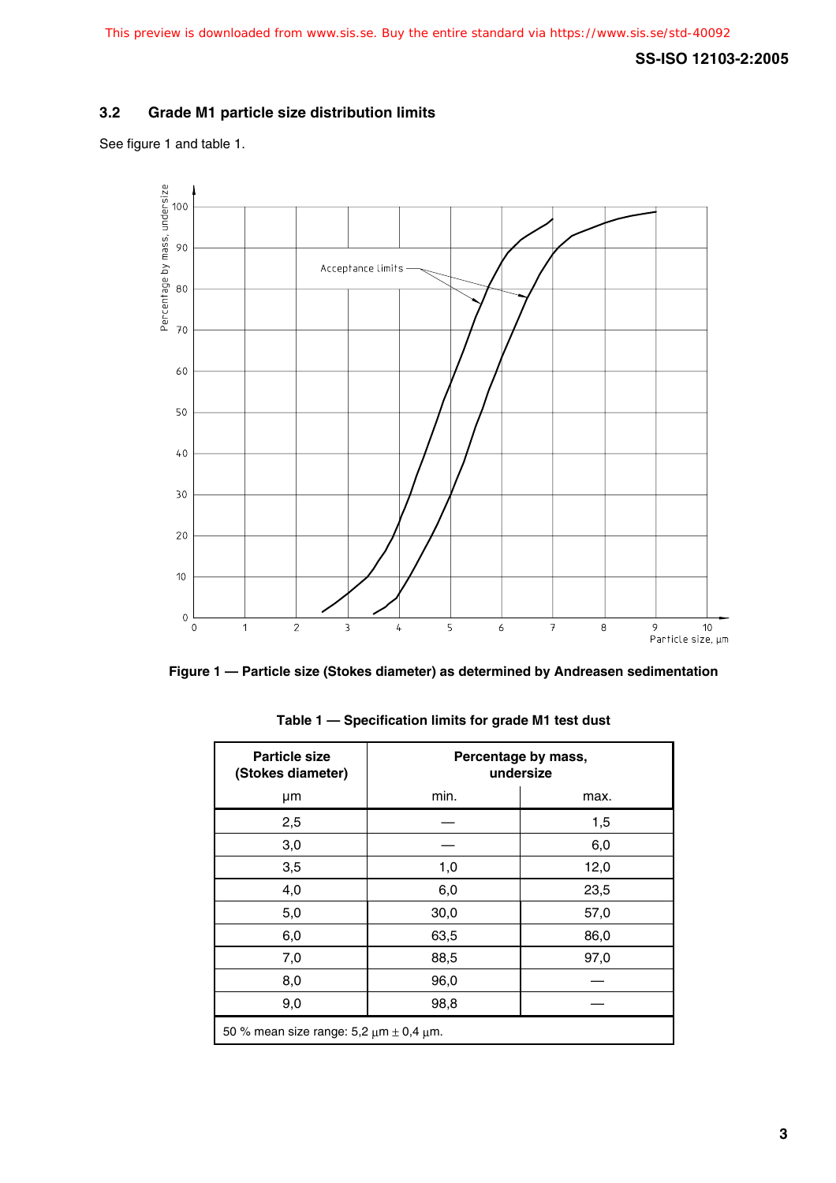### 3.2 Grade M1 particle size distribution limits

See figure 1 and table 1.

**Figure 1 — Particle size (Stokes diameter) as determined by Andreasen sedimentation**

**Table 1 — Specification limits for grade M1 test dust**

| Particle size (Stokes diameter) µm | Percentage by mass, undersize min. | Percentage by mass, undersize max. |
|---|---|---|
| 2,5 | — | 1,5 |
| 3,0 | — | 6,0 |
| 3,5 | 1,0 | 12,0 |
| 4,0 | 6,0 | 23,5 |
| 5,0 | 30,0 | 57,0 |
| 6,0 | 63,5 | 86,0 |
| 7,0 | 88,5 | 97,0 |
| 8,0 | 96,0 | — |
| 9,0 | 98,8 | — |
| 50 % mean size range: 5,2 µm ± 0,4 µm. | | |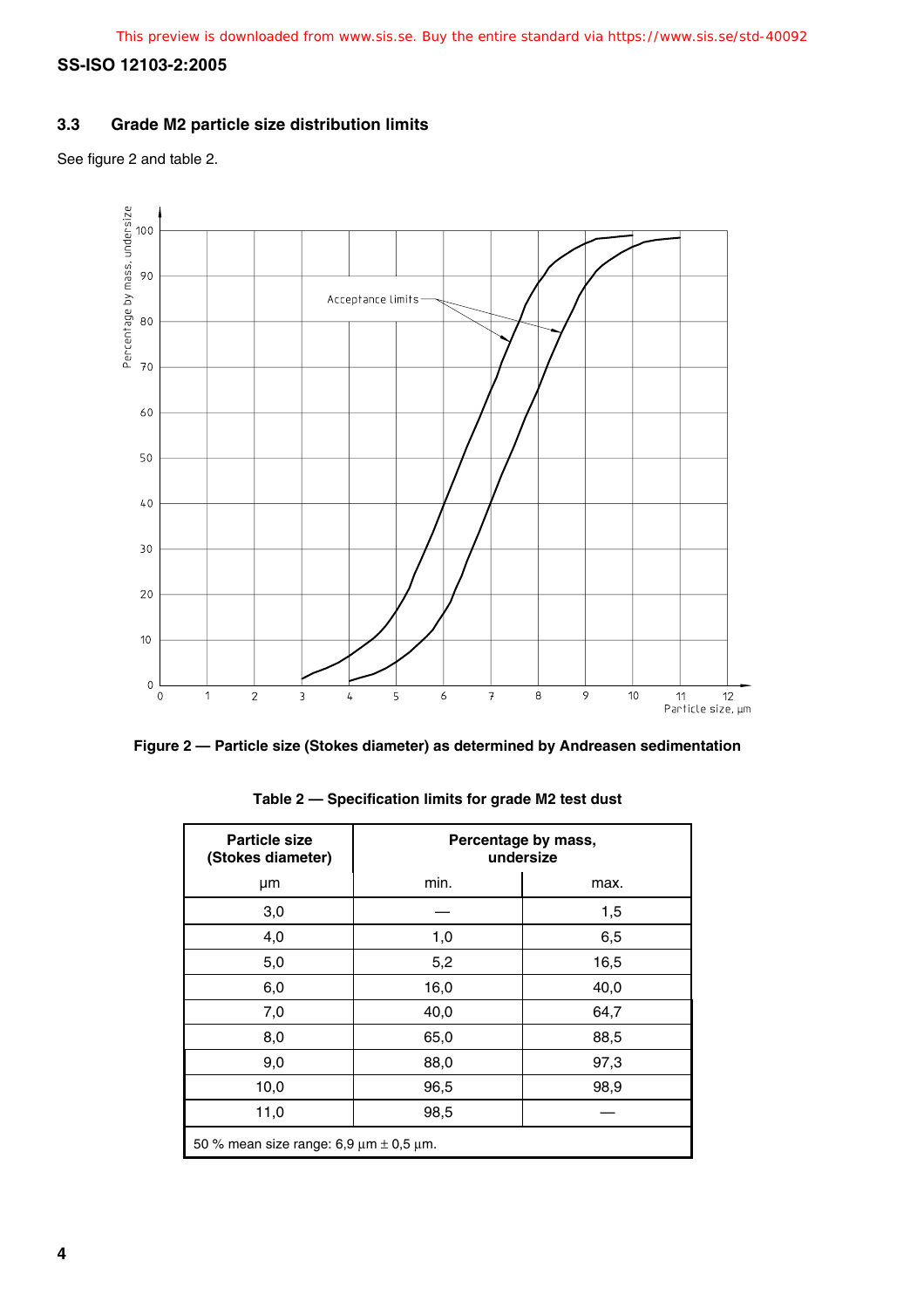## 3.3 Grade M2 particle size distribution limits

See figure 2 and table 2.

Percentage by mass, undersize

100
90
80
70
60
50
40
30
20
10
0

Acceptance limits

0 1 2 3 4 5 6 7 8 9 10 11 12

Particle size, µm

**Figure 2 — Particle size (Stokes diameter) as determined by Andreasen sedimentation**

**Table 2 — Specification limits for grade M2 test dust**

| Particle size (Stokes diameter) | Percentage by mass, undersize | |
|---|---|---|
| µm | min. | max. |
| 3,0 | — | 1,5 |
| 4,0 | 1,0 | 6,5 |
| 5,0 | 5,2 | 16,5 |
| 6,0 | 16,0 | 40,0 |
| 7,0 | 40,0 | 64,7 |
| 8,0 | 65,0 | 88,5 |
| 9,0 | 88,0 | 97,3 |
| 10,0 | 96,5 | 98,9 |
| 11,0 | 98,5 | — |
| 50 % mean size range: 6,9 µm ± 0,5 µm. | | |